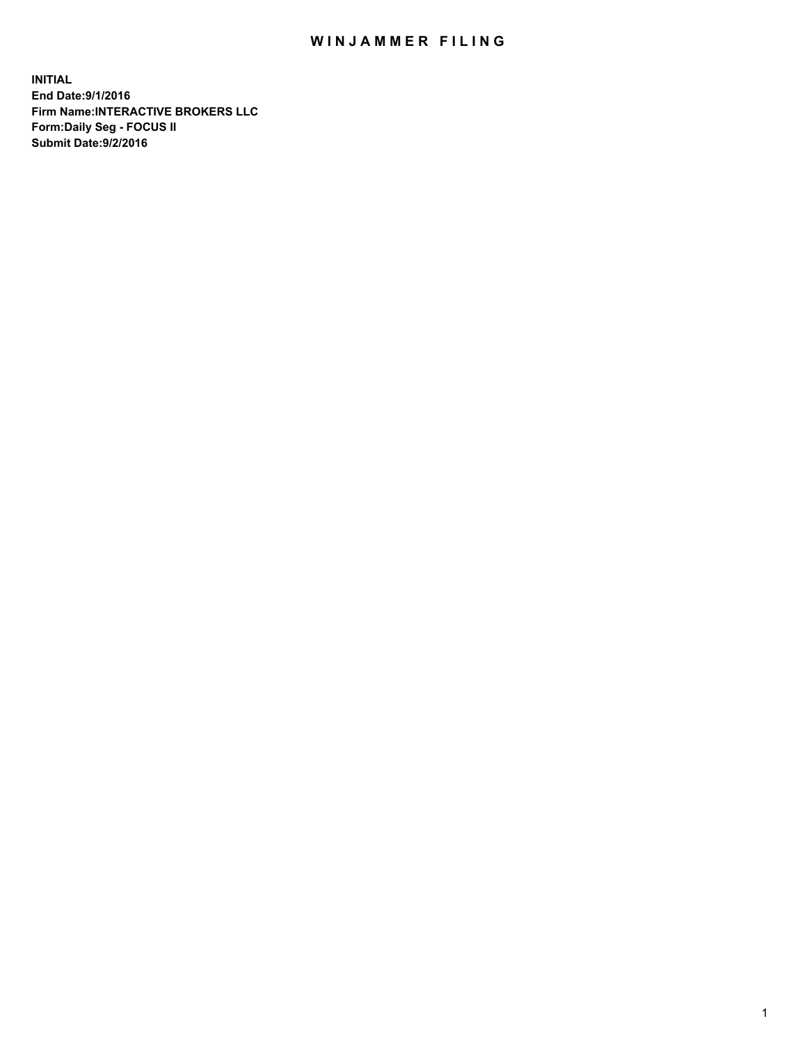# WINJAMMER FILING

**INITIAL**
**End Date:9/1/2016**
**Firm Name:INTERACTIVE BROKERS LLC**
**Form:Daily Seg - FOCUS II**
**Submit Date:9/2/2016**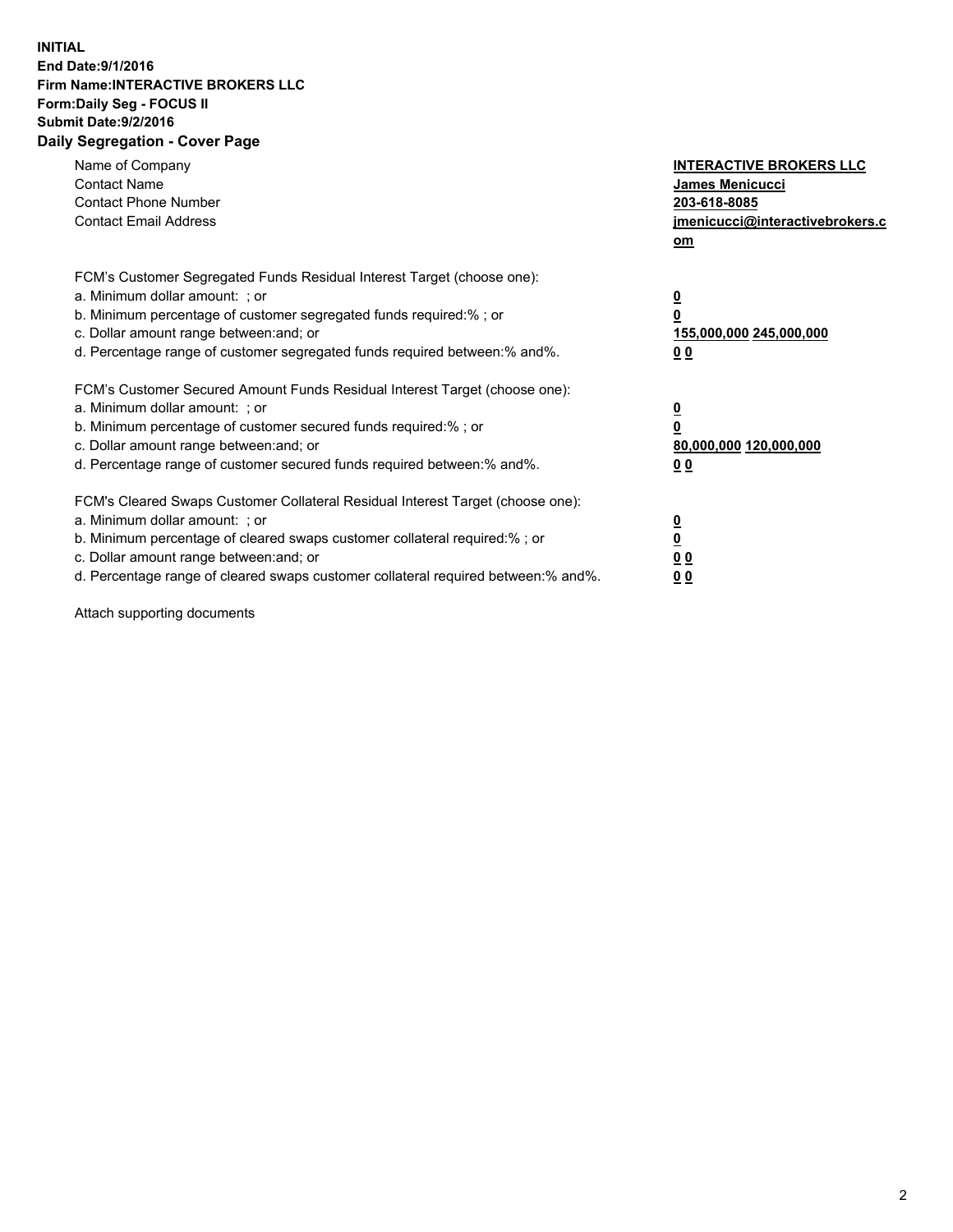**INITIAL**
**End Date:9/1/2016**
**Firm Name:INTERACTIVE BROKERS LLC**
**Form:Daily Seg - FOCUS II**
**Submit Date:9/2/2016**

## Daily Segregation - Cover Page

| | |
|---|---|
| Name of Company | **INTERACTIVE BROKERS LLC** |
| Contact Name | **James Menicucci** |
| Contact Phone Number | **203-618-8085** |
| Contact Email Address | **jmenicucci@interactivebrokers.com** |

FCM's Customer Segregated Funds Residual Interest Target (choose one):

| | |
|---|---|
| a. Minimum dollar amount: ; or | **0** |
| b. Minimum percentage of customer segregated funds required:% ; or | **0** |
| c. Dollar amount range between:and; or | **155,000,000 245,000,000** |
| d. Percentage range of customer segregated funds required between:% and%. | **0 0** |

FCM's Customer Secured Amount Funds Residual Interest Target (choose one):

| | |
|---|---|
| a. Minimum dollar amount: ; or | **0** |
| b. Minimum percentage of customer secured funds required:% ; or | **0** |
| c. Dollar amount range between:and; or | **80,000,000 120,000,000** |
| d. Percentage range of customer secured funds required between:% and%. | **0 0** |

FCM's Cleared Swaps Customer Collateral Residual Interest Target (choose one):

| | |
|---|---|
| a. Minimum dollar amount: ; or | **0** |
| b. Minimum percentage of cleared swaps customer collateral required:% ; or | **0** |
| c. Dollar amount range between:and; or | **0 0** |
| d. Percentage range of cleared swaps customer collateral required between:% and%. | **0 0** |

Attach supporting documents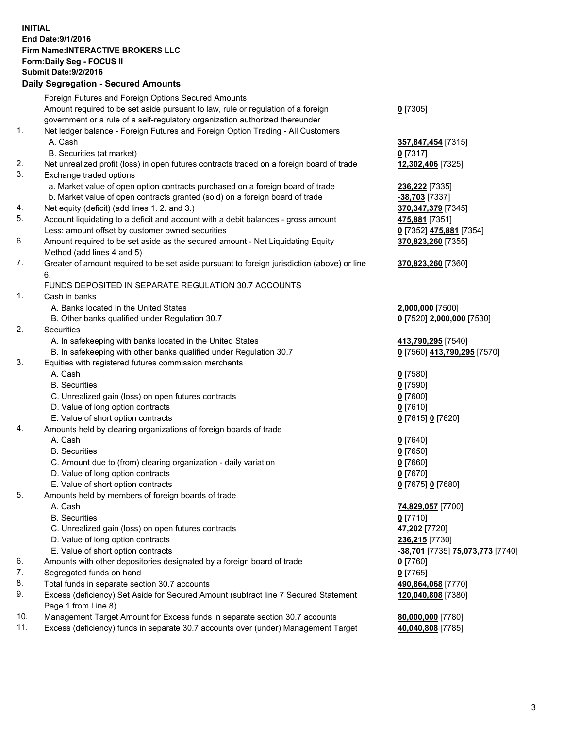**INITIAL**
**End Date:9/1/2016**
**Firm Name:INTERACTIVE BROKERS LLC**
**Form:Daily Seg - FOCUS II**
**Submit Date:9/2/2016**

## Daily Segregation - Secured Amounts

| | | |
|---|---|---|
| | Foreign Futures and Foreign Options Secured Amounts | |
| | Amount required to be set aside pursuant to law, rule or regulation of a foreign government or a rule of a self-regulatory organization authorized thereunder | **0** [7305] |
| 1. | Net ledger balance - Foreign Futures and Foreign Option Trading - All Customers | |
| | A. Cash | **357,847,454** [7315] |
| | B. Securities (at market) | **0** [7317] |
| 2. | Net unrealized profit (loss) in open futures contracts traded on a foreign board of trade | **12,302,406** [7325] |
| 3. | Exchange traded options | |
| | a. Market value of open option contracts purchased on a foreign board of trade | **236,222** [7335] |
| | b. Market value of open contracts granted (sold) on a foreign board of trade | **-38,703** [7337] |
| 4. | Net equity (deficit) (add lines 1. 2. and 3.) | **370,347,379** [7345] |
| 5. | Account liquidating to a deficit and account with a debit balances - gross amount | **475,881** [7351] |
| | Less: amount offset by customer owned securities | **0** [7352] **475,881** [7354] |
| 6. | Amount required to be set aside as the secured amount - Net Liquidating Equity Method (add lines 4 and 5) | **370,823,260** [7355] |
| 7. | Greater of amount required to be set aside pursuant to foreign jurisdiction (above) or line 6. | **370,823,260** [7360] |
| | FUNDS DEPOSITED IN SEPARATE REGULATION 30.7 ACCOUNTS | |
| 1. | Cash in banks | |
| | A. Banks located in the United States | **2,000,000** [7500] |
| | B. Other banks qualified under Regulation 30.7 | **0** [7520] **2,000,000** [7530] |
| 2. | Securities | |
| | A. In safekeeping with banks located in the United States | **413,790,295** [7540] |
| | B. In safekeeping with other banks qualified under Regulation 30.7 | **0** [7560] **413,790,295** [7570] |
| 3. | Equities with registered futures commission merchants | |
| | A. Cash | **0** [7580] |
| | B. Securities | **0** [7590] |
| | C. Unrealized gain (loss) on open futures contracts | **0** [7600] |
| | D. Value of long option contracts | **0** [7610] |
| | E. Value of short option contracts | **0** [7615] **0** [7620] |
| 4. | Amounts held by clearing organizations of foreign boards of trade | |
| | A. Cash | **0** [7640] |
| | B. Securities | **0** [7650] |
| | C. Amount due to (from) clearing organization - daily variation | **0** [7660] |
| | D. Value of long option contracts | **0** [7670] |
| | E. Value of short option contracts | **0** [7675] **0** [7680] |
| 5. | Amounts held by members of foreign boards of trade | |
| | A. Cash | **74,829,057** [7700] |
| | B. Securities | **0** [7710] |
| | C. Unrealized gain (loss) on open futures contracts | **47,202** [7720] |
| | D. Value of long option contracts | **236,215** [7730] |
| | E. Value of short option contracts | **-38,701** [7735] **75,073,773** [7740] |
| 6. | Amounts with other depositories designated by a foreign board of trade | **0** [7760] |
| 7. | Segregated funds on hand | **0** [7765] |
| 8. | Total funds in separate section 30.7 accounts | **490,864,068** [7770] |
| 9. | Excess (deficiency) Set Aside for Secured Amount (subtract line 7 Secured Statement Page 1 from Line 8) | **120,040,808** [7380] |
| 10. | Management Target Amount for Excess funds in separate section 30.7 accounts | **80,000,000** [7780] |
| 11. | Excess (deficiency) funds in separate 30.7 accounts over (under) Management Target | **40,040,808** [7785] |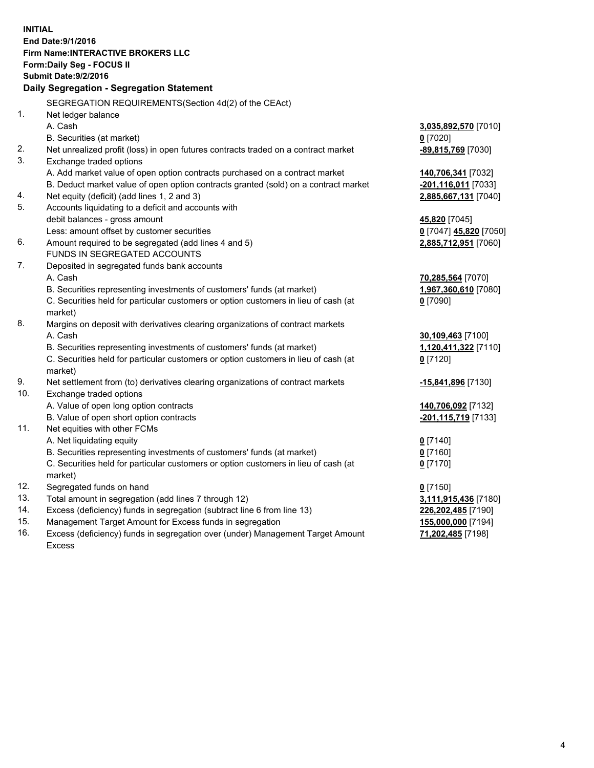**INITIAL**
**End Date:9/1/2016**
**Firm Name:INTERACTIVE BROKERS LLC**
**Form:Daily Seg - FOCUS II**
**Submit Date:9/2/2016**

**Daily Segregation - Segregation Statement**

| | | |
|---|---|---|
| | SEGREGATION REQUIREMENTS(Section 4d(2) of the CEAct) | |
| 1. | Net ledger balance | |
| | A. Cash | **3,035,892,570** [7010] |
| | B. Securities (at market) | **0** [7020] |
| 2. | Net unrealized profit (loss) in open futures contracts traded on a contract market | **-89,815,769** [7030] |
| 3. | Exchange traded options | |
| | A. Add market value of open option contracts purchased on a contract market | **140,706,341** [7032] |
| | B. Deduct market value of open option contracts granted (sold) on a contract market | **-201,116,011** [7033] |
| 4. | Net equity (deficit) (add lines 1, 2 and 3) | **2,885,667,131** [7040] |
| 5. | Accounts liquidating to a deficit and accounts with debit balances - gross amount | **45,820** [7045] |
| | Less: amount offset by customer securities | **0** [7047] **45,820** [7050] |
| 6. | Amount required to be segregated (add lines 4 and 5) | **2,885,712,951** [7060] |
| | FUNDS IN SEGREGATED ACCOUNTS | |
| 7. | Deposited in segregated funds bank accounts | |
| | A. Cash | **70,285,564** [7070] |
| | B. Securities representing investments of customers' funds (at market) | **1,967,360,610** [7080] |
| | C. Securities held for particular customers or option customers in lieu of cash (at market) | **0** [7090] |
| 8. | Margins on deposit with derivatives clearing organizations of contract markets | |
| | A. Cash | **30,109,463** [7100] |
| | B. Securities representing investments of customers' funds (at market) | **1,120,411,322** [7110] |
| | C. Securities held for particular customers or option customers in lieu of cash (at market) | **0** [7120] |
| 9. | Net settlement from (to) derivatives clearing organizations of contract markets | **-15,841,896** [7130] |
| 10. | Exchange traded options | |
| | A. Value of open long option contracts | **140,706,092** [7132] |
| | B. Value of open short option contracts | **-201,115,719** [7133] |
| 11. | Net equities with other FCMs | |
| | A. Net liquidating equity | **0** [7140] |
| | B. Securities representing investments of customers' funds (at market) | **0** [7160] |
| | C. Securities held for particular customers or option customers in lieu of cash (at market) | **0** [7170] |
| 12. | Segregated funds on hand | **0** [7150] |
| 13. | Total amount in segregation (add lines 7 through 12) | **3,111,915,436** [7180] |
| 14. | Excess (deficiency) funds in segregation (subtract line 6 from line 13) | **226,202,485** [7190] |
| 15. | Management Target Amount for Excess funds in segregation | **155,000,000** [7194] |
| 16. | Excess (deficiency) funds in segregation over (under) Management Target Amount Excess | **71,202,485** [7198] |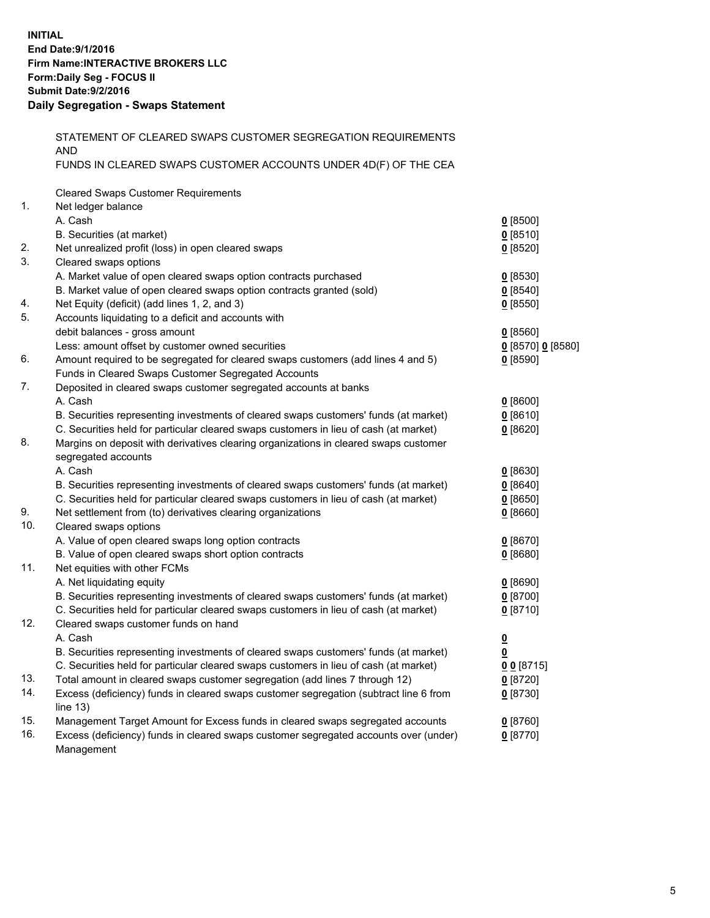**INITIAL**
**End Date:9/1/2016**
**Firm Name:INTERACTIVE BROKERS LLC**
**Form:Daily Seg - FOCUS II**
**Submit Date:9/2/2016**
**Daily Segregation - Swaps Statement**

STATEMENT OF CLEARED SWAPS CUSTOMER SEGREGATION REQUIREMENTS
AND
FUNDS IN CLEARED SWAPS CUSTOMER ACCOUNTS UNDER 4D(F) OF THE CEA

| | | |
|---|---|---|
| | Cleared Swaps Customer Requirements | |
| 1. | Net ledger balance | |
| | A. Cash | 0 [8500] |
| | B. Securities (at market) | 0 [8510] |
| 2. | Net unrealized profit (loss) in open cleared swaps | 0 [8520] |
| 3. | Cleared swaps options | |
| | A. Market value of open cleared swaps option contracts purchased | 0 [8530] |
| | B. Market value of open cleared swaps option contracts granted (sold) | 0 [8540] |
| 4. | Net Equity (deficit) (add lines 1, 2, and 3) | 0 [8550] |
| 5. | Accounts liquidating to a deficit and accounts with | |
| | debit balances - gross amount | 0 [8560] |
| | Less: amount offset by customer owned securities | 0 [8570] 0 [8580] |
| 6. | Amount required to be segregated for cleared swaps customers (add lines 4 and 5) | 0 [8590] |
| | Funds in Cleared Swaps Customer Segregated Accounts | |
| 7. | Deposited in cleared swaps customer segregated accounts at banks | |
| | A. Cash | 0 [8600] |
| | B. Securities representing investments of cleared swaps customers' funds (at market) | 0 [8610] |
| | C. Securities held for particular cleared swaps customers in lieu of cash (at market) | 0 [8620] |
| 8. | Margins on deposit with derivatives clearing organizations in cleared swaps customer segregated accounts | |
| | A. Cash | 0 [8630] |
| | B. Securities representing investments of cleared swaps customers' funds (at market) | 0 [8640] |
| | C. Securities held for particular cleared swaps customers in lieu of cash (at market) | 0 [8650] |
| 9. | Net settlement from (to) derivatives clearing organizations | 0 [8660] |
| 10. | Cleared swaps options | |
| | A. Value of open cleared swaps long option contracts | 0 [8670] |
| | B. Value of open cleared swaps short option contracts | 0 [8680] |
| 11. | Net equities with other FCMs | |
| | A. Net liquidating equity | 0 [8690] |
| | B. Securities representing investments of cleared swaps customers' funds (at market) | 0 [8700] |
| | C. Securities held for particular cleared swaps customers in lieu of cash (at market) | 0 [8710] |
| 12. | Cleared swaps customer funds on hand | |
| | A. Cash | 0 |
| | B. Securities representing investments of cleared swaps customers' funds (at market) | 0 |
| | C. Securities held for particular cleared swaps customers in lieu of cash (at market) | 0 0 [8715] |
| 13. | Total amount in cleared swaps customer segregation (add lines 7 through 12) | 0 [8720] |
| 14. | Excess (deficiency) funds in cleared swaps customer segregation (subtract line 6 from line 13) | 0 [8730] |
| 15. | Management Target Amount for Excess funds in cleared swaps segregated accounts | 0 [8760] |
| 16. | Excess (deficiency) funds in cleared swaps customer segregated accounts over (under) Management | 0 [8770] |